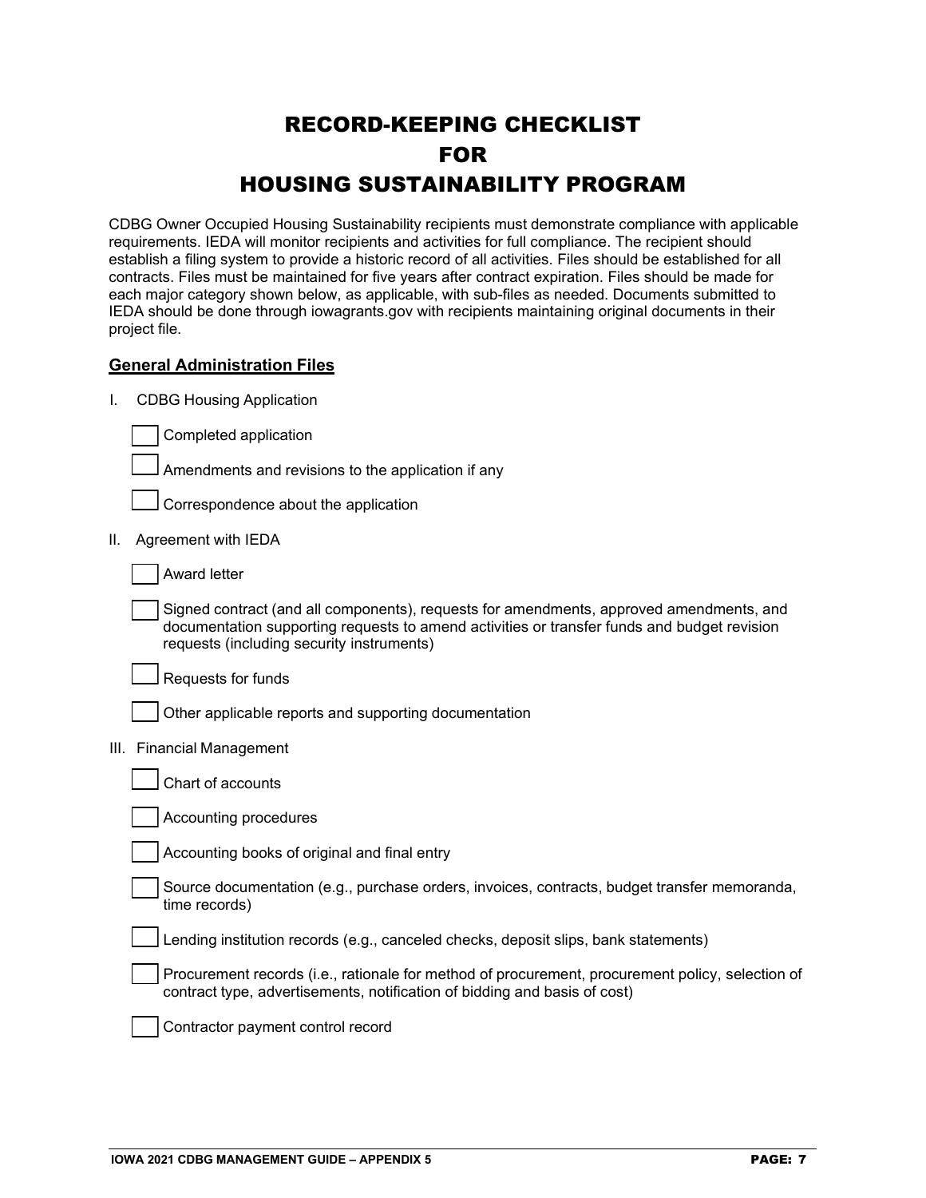# RECORD-KEEPING CHECKLIST
# FOR
# HOUSING SUSTAINABILITY PROGRAM

CDBG Owner Occupied Housing Sustainability recipients must demonstrate compliance with applicable requirements. IEDA will monitor recipients and activities for full compliance. The recipient should establish a filing system to provide a historic record of all activities. Files should be established for all contracts. Files must be maintained for five years after contract expiration. Files should be made for each major category shown below, as applicable, with sub-files as needed. Documents submitted to IEDA should be done through iowagrants.gov with recipients maintaining original documents in their project file.

## General Administration Files

I. CDBG Housing Application

- [ ] Completed application
- [ ] Amendments and revisions to the application if any
- [ ] Correspondence about the application

II. Agreement with IEDA

- [ ] Award letter
- [ ] Signed contract (and all components), requests for amendments, approved amendments, and documentation supporting requests to amend activities or transfer funds and budget revision requests (including security instruments)
- [ ] Requests for funds
- [ ] Other applicable reports and supporting documentation

III. Financial Management

- [ ] Chart of accounts
- [ ] Accounting procedures
- [ ] Accounting books of original and final entry
- [ ] Source documentation (e.g., purchase orders, invoices, contracts, budget transfer memoranda, time records)
- [ ] Lending institution records (e.g., canceled checks, deposit slips, bank statements)
- [ ] Procurement records (i.e., rationale for method of procurement, procurement policy, selection of contract type, advertisements, notification of bidding and basis of cost)
- [ ] Contractor payment control record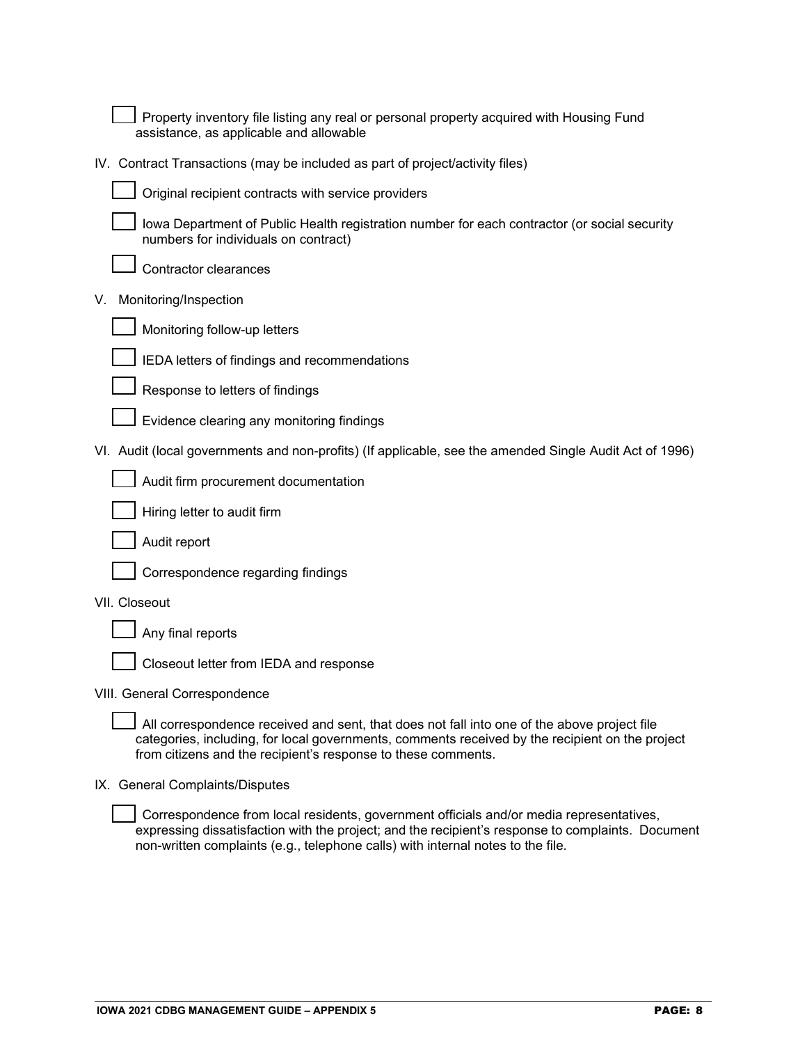- [ ] Property inventory file listing any real or personal property acquired with Housing Fund assistance, as applicable and allowable

IV. Contract Transactions (may be included as part of project/activity files)

- [ ] Original recipient contracts with service providers
- [ ] Iowa Department of Public Health registration number for each contractor (or social security numbers for individuals on contract)
- [ ] Contractor clearances

V. Monitoring/Inspection

- [ ] Monitoring follow-up letters
- [ ] IEDA letters of findings and recommendations
- [ ] Response to letters of findings
- [ ] Evidence clearing any monitoring findings

VI. Audit (local governments and non-profits) (If applicable, see the amended Single Audit Act of 1996)

- [ ] Audit firm procurement documentation
- [ ] Hiring letter to audit firm
- [ ] Audit report
- [ ] Correspondence regarding findings

VII. Closeout

- [ ] Any final reports
- [ ] Closeout letter from IEDA and response

VIII. General Correspondence

- [ ] All correspondence received and sent, that does not fall into one of the above project file categories, including, for local governments, comments received by the recipient on the project from citizens and the recipient's response to these comments.

IX. General Complaints/Disputes

- [ ] Correspondence from local residents, government officials and/or media representatives, expressing dissatisfaction with the project; and the recipient's response to complaints. Document non-written complaints (e.g., telephone calls) with internal notes to the file.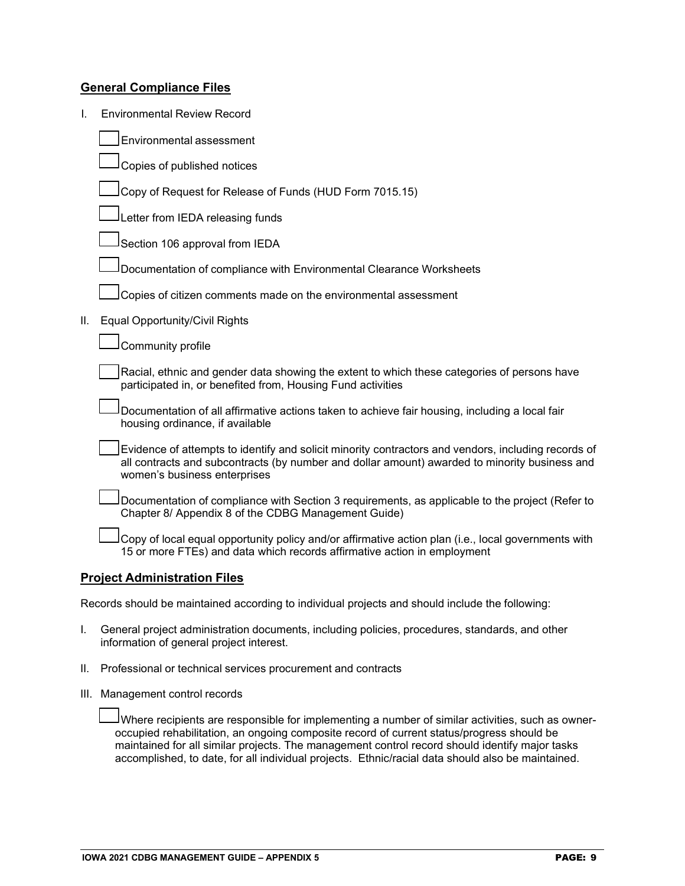## General Compliance Files

I. Environmental Review Record

- [ ] Environmental assessment
- [ ] Copies of published notices
- [ ] Copy of Request for Release of Funds (HUD Form 7015.15)
- [ ] Letter from IEDA releasing funds
- [ ] Section 106 approval from IEDA
- [ ] Documentation of compliance with Environmental Clearance Worksheets
- [ ] Copies of citizen comments made on the environmental assessment

II. Equal Opportunity/Civil Rights

- [ ] Community profile
- [ ] Racial, ethnic and gender data showing the extent to which these categories of persons have participated in, or benefited from, Housing Fund activities
- [ ] Documentation of all affirmative actions taken to achieve fair housing, including a local fair housing ordinance, if available
- [ ] Evidence of attempts to identify and solicit minority contractors and vendors, including records of all contracts and subcontracts (by number and dollar amount) awarded to minority business and women's business enterprises
- [ ] Documentation of compliance with Section 3 requirements, as applicable to the project (Refer to Chapter 8/ Appendix 8 of the CDBG Management Guide)
- [ ] Copy of local equal opportunity policy and/or affirmative action plan (i.e., local governments with 15 or more FTEs) and data which records affirmative action in employment

## Project Administration Files

Records should be maintained according to individual projects and should include the following:

I. General project administration documents, including policies, procedures, standards, and other information of general project interest.

II. Professional or technical services procurement and contracts

III. Management control records

- [ ] Where recipients are responsible for implementing a number of similar activities, such as owner-occupied rehabilitation, an ongoing composite record of current status/progress should be maintained for all similar projects. The management control record should identify major tasks accomplished, to date, for all individual projects. Ethnic/racial data should also be maintained.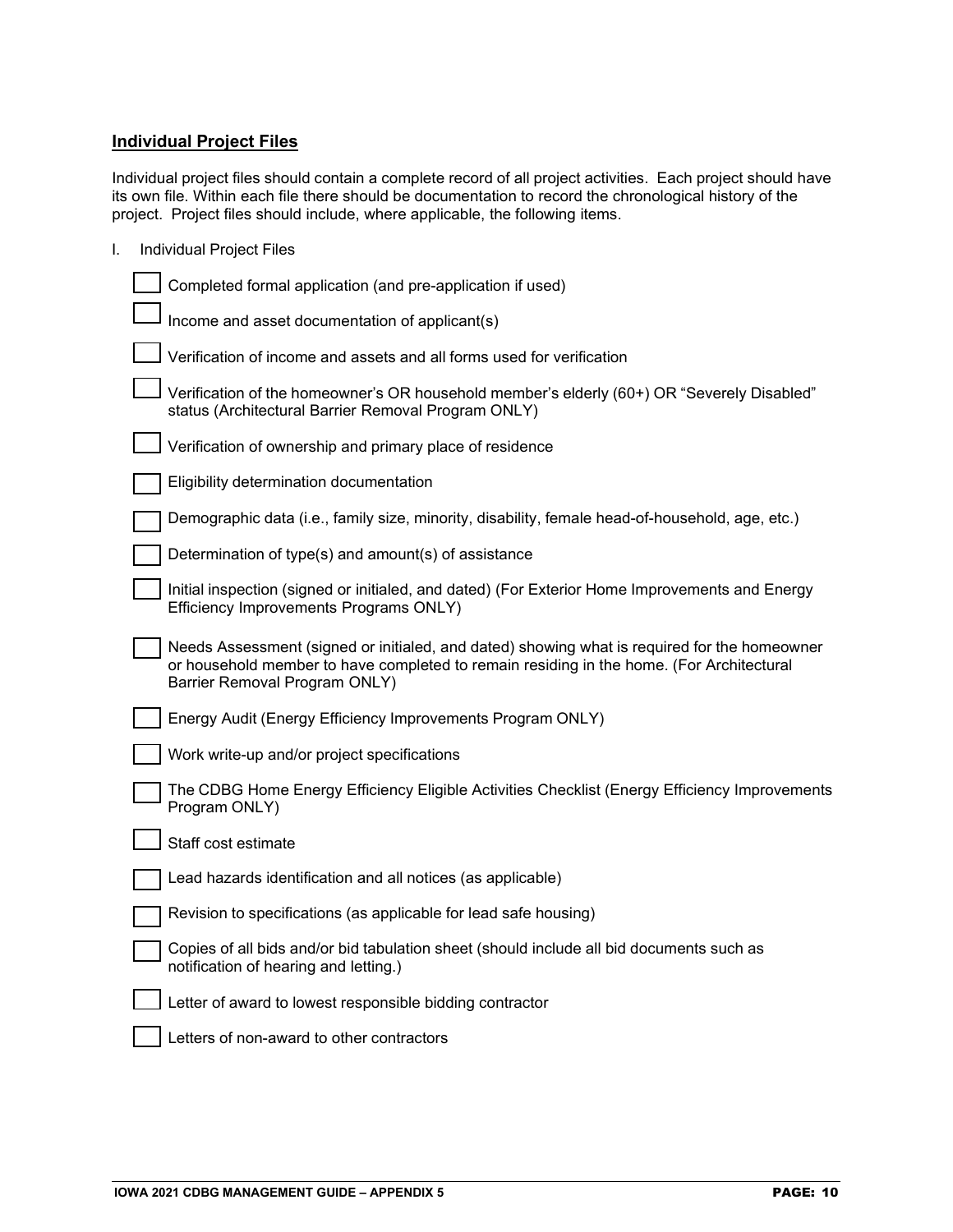## Individual Project Files

Individual project files should contain a complete record of all project activities. Each project should have its own file. Within each file there should be documentation to record the chronological history of the project. Project files should include, where applicable, the following items.

I. Individual Project Files

- [ ] Completed formal application (and pre-application if used)
- [ ] Income and asset documentation of applicant(s)
- [ ] Verification of income and assets and all forms used for verification
- [ ] Verification of the homeowner's OR household member's elderly (60+) OR "Severely Disabled" status (Architectural Barrier Removal Program ONLY)
- [ ] Verification of ownership and primary place of residence
- [ ] Eligibility determination documentation
- [ ] Demographic data (i.e., family size, minority, disability, female head-of-household, age, etc.)
- [ ] Determination of type(s) and amount(s) of assistance
- [ ] Initial inspection (signed or initialed, and dated) (For Exterior Home Improvements and Energy Efficiency Improvements Programs ONLY)
- [ ] Needs Assessment (signed or initialed, and dated) showing what is required for the homeowner or household member to have completed to remain residing in the home. (For Architectural Barrier Removal Program ONLY)
- [ ] Energy Audit (Energy Efficiency Improvements Program ONLY)
- [ ] Work write-up and/or project specifications
- [ ] The CDBG Home Energy Efficiency Eligible Activities Checklist (Energy Efficiency Improvements Program ONLY)
- [ ] Staff cost estimate
- [ ] Lead hazards identification and all notices (as applicable)
- [ ] Revision to specifications (as applicable for lead safe housing)
- [ ] Copies of all bids and/or bid tabulation sheet (should include all bid documents such as notification of hearing and letting.)
- [ ] Letter of award to lowest responsible bidding contractor
- [ ] Letters of non-award to other contractors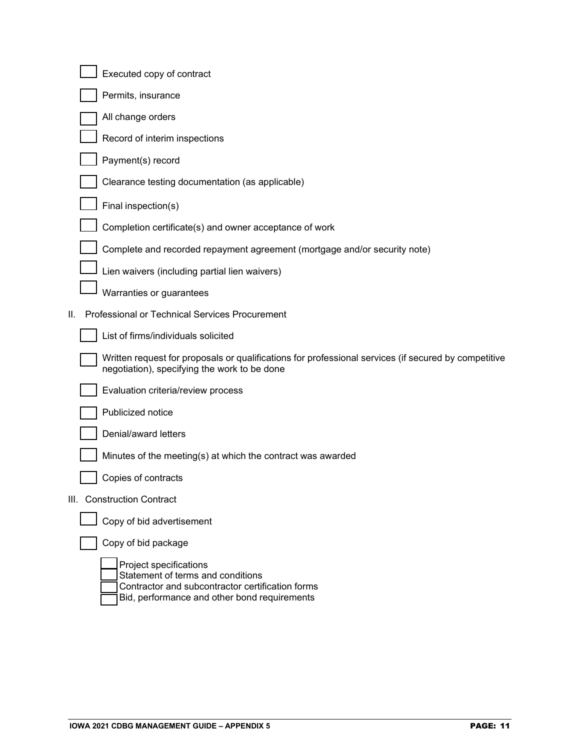- [ ] Executed copy of contract
- [ ] Permits, insurance
- [ ] All change orders
- [ ] Record of interim inspections
- [ ] Payment(s) record
- [ ] Clearance testing documentation (as applicable)
- [ ] Final inspection(s)
- [ ] Completion certificate(s) and owner acceptance of work
- [ ] Complete and recorded repayment agreement (mortgage and/or security note)
- [ ] Lien waivers (including partial lien waivers)
- [ ] Warranties or guarantees

II. Professional or Technical Services Procurement

- [ ] List of firms/individuals solicited
- [ ] Written request for proposals or qualifications for professional services (if secured by competitive negotiation), specifying the work to be done
- [ ] Evaluation criteria/review process
- [ ] Publicized notice
- [ ] Denial/award letters
- [ ] Minutes of the meeting(s) at which the contract was awarded
- [ ] Copies of contracts

III. Construction Contract

- [ ] Copy of bid advertisement
- [ ] Copy of bid package
  - [ ] Project specifications
  - [ ] Statement of terms and conditions
  - [ ] Contractor and subcontractor certification forms
  - [ ] Bid, performance and other bond requirements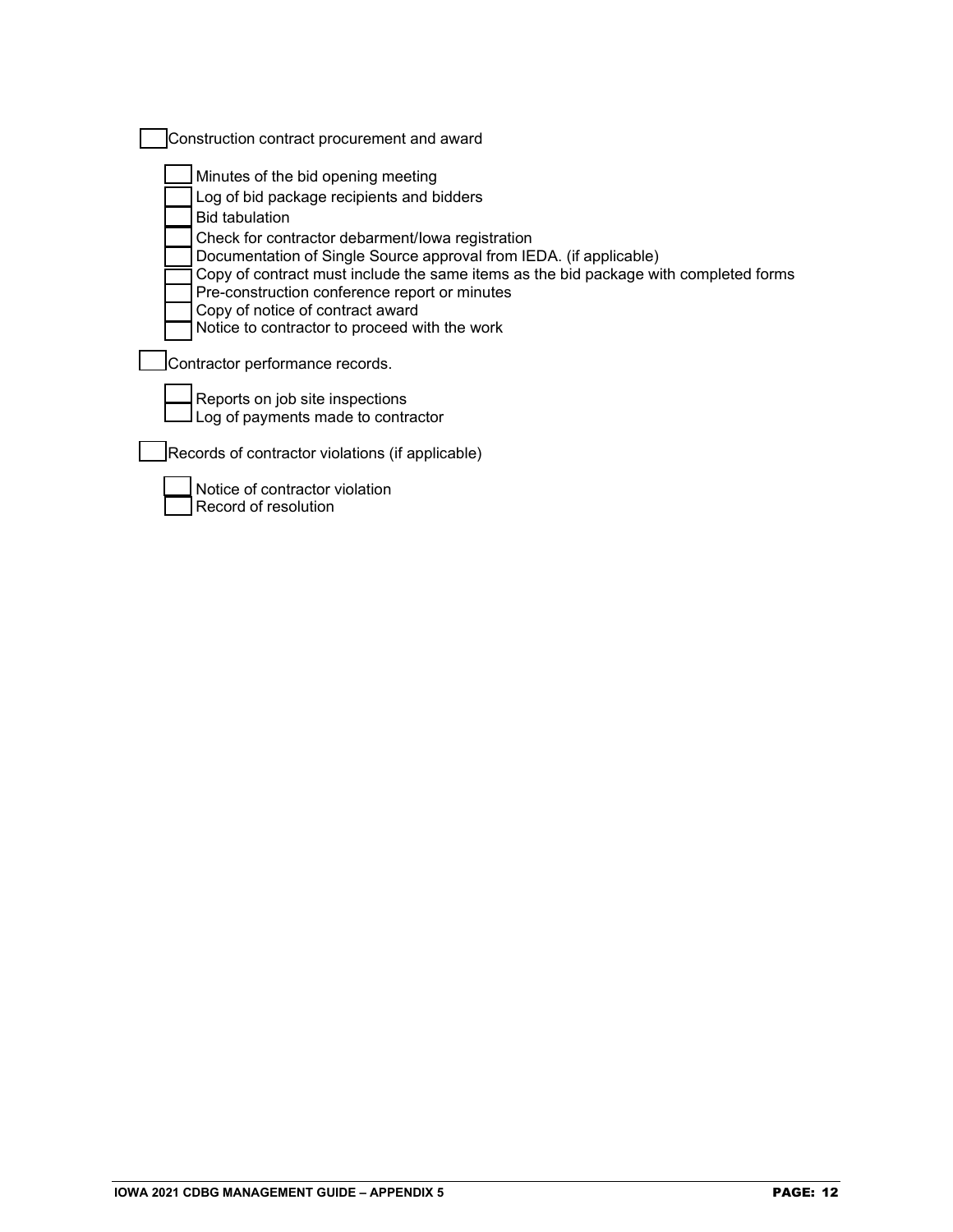- [ ] Construction contract procurement and award
  - [ ] Minutes of the bid opening meeting
  - [ ] Log of bid package recipients and bidders
  - [ ] Bid tabulation
  - [ ] Check for contractor debarment/Iowa registration
  - [ ] Documentation of Single Source approval from IEDA. (if applicable)
  - [ ] Copy of contract must include the same items as the bid package with completed forms
  - [ ] Pre-construction conference report or minutes
  - [ ] Copy of notice of contract award
  - [ ] Notice to contractor to proceed with the work
- [ ] Contractor performance records.
  - [ ] Reports on job site inspections
  - [ ] Log of payments made to contractor
- [ ] Records of contractor violations (if applicable)
  - [ ] Notice of contractor violation
  - [ ] Record of resolution